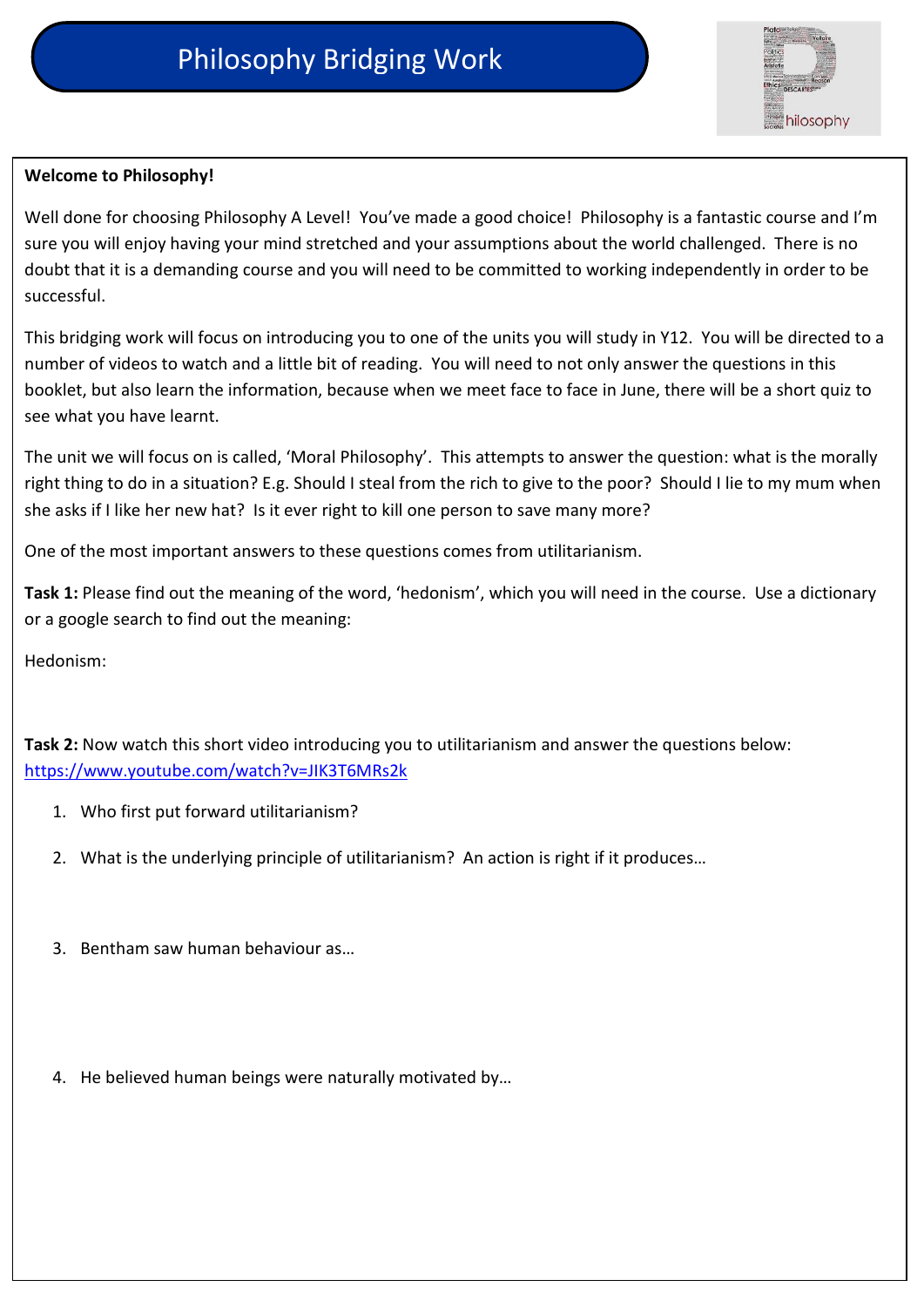# Philosophy Bridging Work

**Welcome to Philosophy!**

Well done for choosing Philosophy A Level! You've made a good choice! Philosophy is a fantastic course and I'm sure you will enjoy having your mind stretched and your assumptions about the world challenged. There is no doubt that it is a demanding course and you will need to be committed to working independently in order to be successful.

This bridging work will focus on introducing you to one of the units you will study in Y12. You will be directed to a number of videos to watch and a little bit of reading. You will need to not only answer the questions in this booklet, but also learn the information, because when we meet face to face in June, there will be a short quiz to see what you have learnt.

The unit we will focus on is called, 'Moral Philosophy'. This attempts to answer the question: what is the morally right thing to do in a situation? E.g. Should I steal from the rich to give to the poor? Should I lie to my mum when she asks if I like her new hat? Is it ever right to kill one person to save many more?

One of the most important answers to these questions comes from utilitarianism.

**Task 1:** Please find out the meaning of the word, 'hedonism', which you will need in the course. Use a dictionary or a google search to find out the meaning:

Hedonism:

**Task 2:** Now watch this short video introducing you to utilitarianism and answer the questions below: https://www.youtube.com/watch?v=JIK3T6MRs2k

1. Who first put forward utilitarianism?
2. What is the underlying principle of utilitarianism? An action is right if it produces…
3. Bentham saw human behaviour as…
4. He believed human beings were naturally motivated by…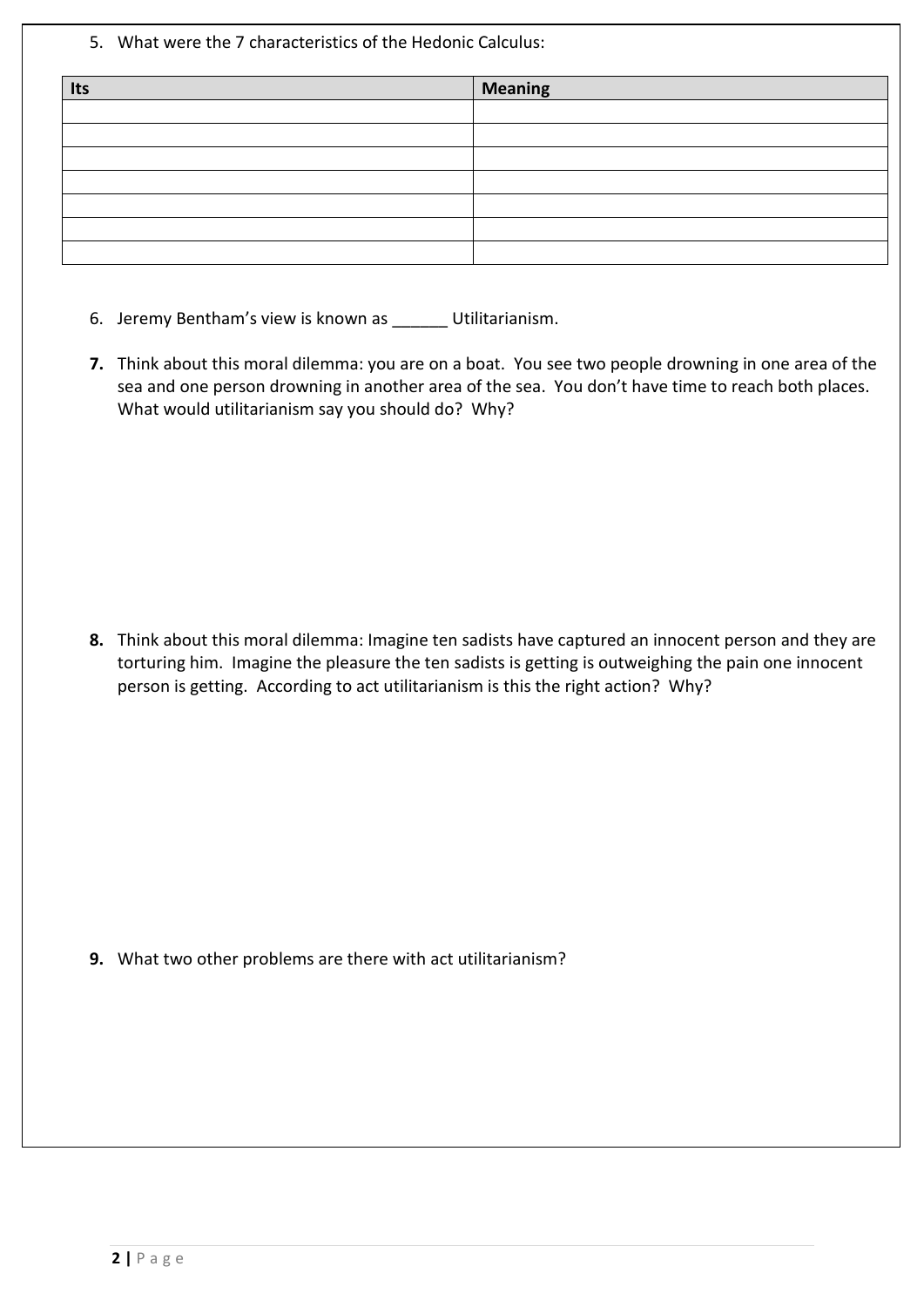5. What were the 7 characteristics of the Hedonic Calculus:

| Its | Meaning |
|---|---|
| | |
| | |
| | |
| | |
| | |
| | |
| | |

6. Jeremy Bentham's view is known as ______ Utilitarianism.

**7.** Think about this moral dilemma: you are on a boat. You see two people drowning in one area of the sea and one person drowning in another area of the sea. You don't have time to reach both places. What would utilitarianism say you should do? Why?

**8.** Think about this moral dilemma: Imagine ten sadists have captured an innocent person and they are torturing him. Imagine the pleasure the ten sadists is getting is outweighing the pain one innocent person is getting. According to act utilitarianism is this the right action? Why?

**9.** What two other problems are there with act utilitarianism?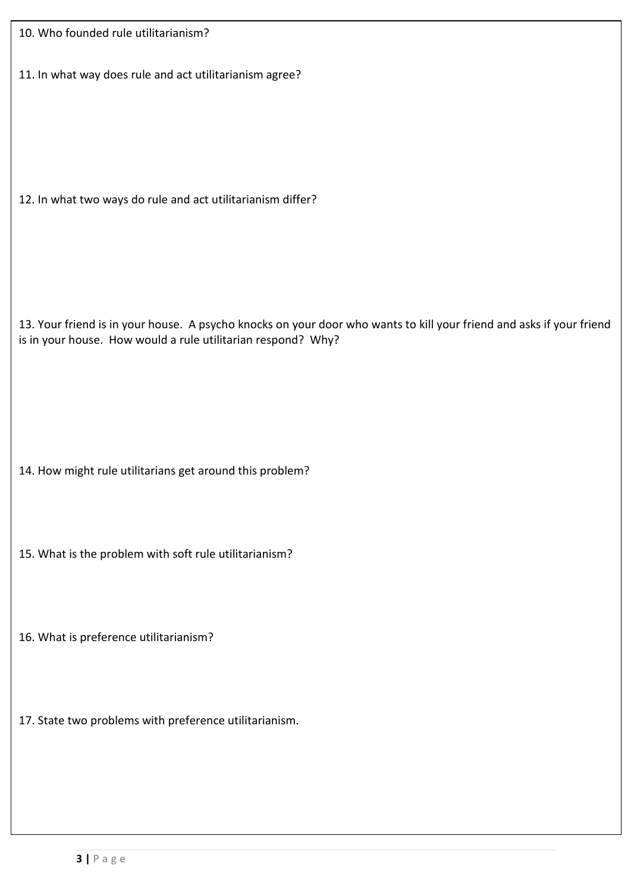10. Who founded rule utilitarianism?

11. In what way does rule and act utilitarianism agree?

12. In what two ways do rule and act utilitarianism differ?

13. Your friend is in your house. A psycho knocks on your door who wants to kill your friend and asks if your friend is in your house. How would a rule utilitarian respond? Why?

14. How might rule utilitarians get around this problem?

15. What is the problem with soft rule utilitarianism?

16. What is preference utilitarianism?

17. State two problems with preference utilitarianism.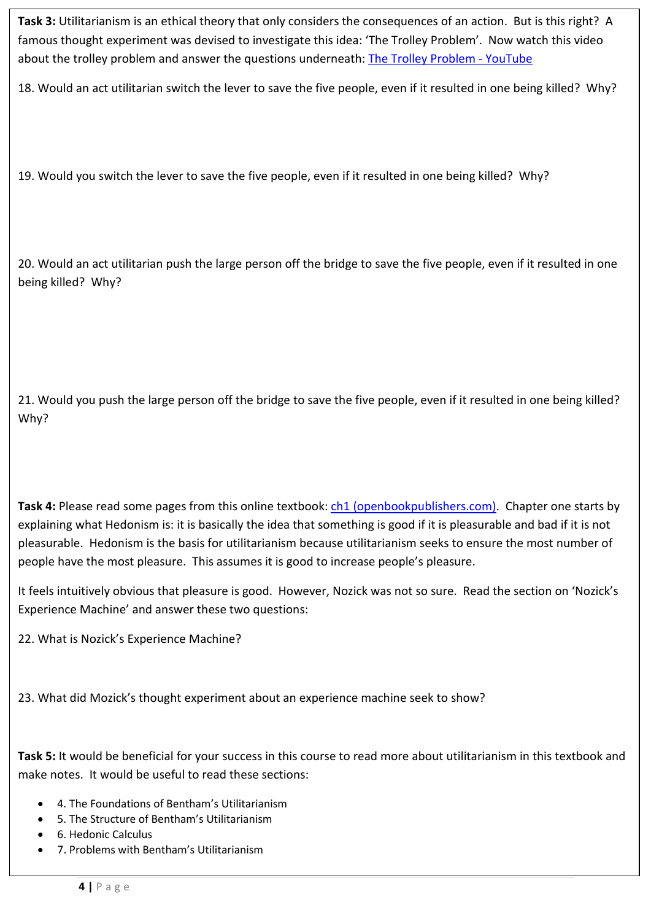**Task 3:** Utilitarianism is an ethical theory that only considers the consequences of an action. But is this right? A famous thought experiment was devised to investigate this idea: 'The Trolley Problem'. Now watch this video about the trolley problem and answer the questions underneath: [The Trolley Problem - YouTube]

18. Would an act utilitarian switch the lever to save the five people, even if it resulted in one being killed? Why?

19. Would you switch the lever to save the five people, even if it resulted in one being killed? Why?

20. Would an act utilitarian push the large person off the bridge to save the five people, even if it resulted in one being killed? Why?

21. Would you push the large person off the bridge to save the five people, even if it resulted in one being killed? Why?

**Task 4:** Please read some pages from this online textbook: [ch1 (openbookpublishers.com)]. Chapter one starts by explaining what Hedonism is: it is basically the idea that something is good if it is pleasurable and bad if it is not pleasurable. Hedonism is the basis for utilitarianism because utilitarianism seeks to ensure the most number of people have the most pleasure. This assumes it is good to increase people's pleasure.

It feels intuitively obvious that pleasure is good. However, Nozick was not so sure. Read the section on 'Nozick's Experience Machine' and answer these two questions:

22. What is Nozick's Experience Machine?

23. What did Mozick's thought experiment about an experience machine seek to show?

**Task 5:** It would be beneficial for your success in this course to read more about utilitarianism in this textbook and make notes. It would be useful to read these sections:

- 4. The Foundations of Bentham's Utilitarianism
- 5. The Structure of Bentham's Utilitarianism
- 6. Hedonic Calculus
- 7. Problems with Bentham's Utilitarianism